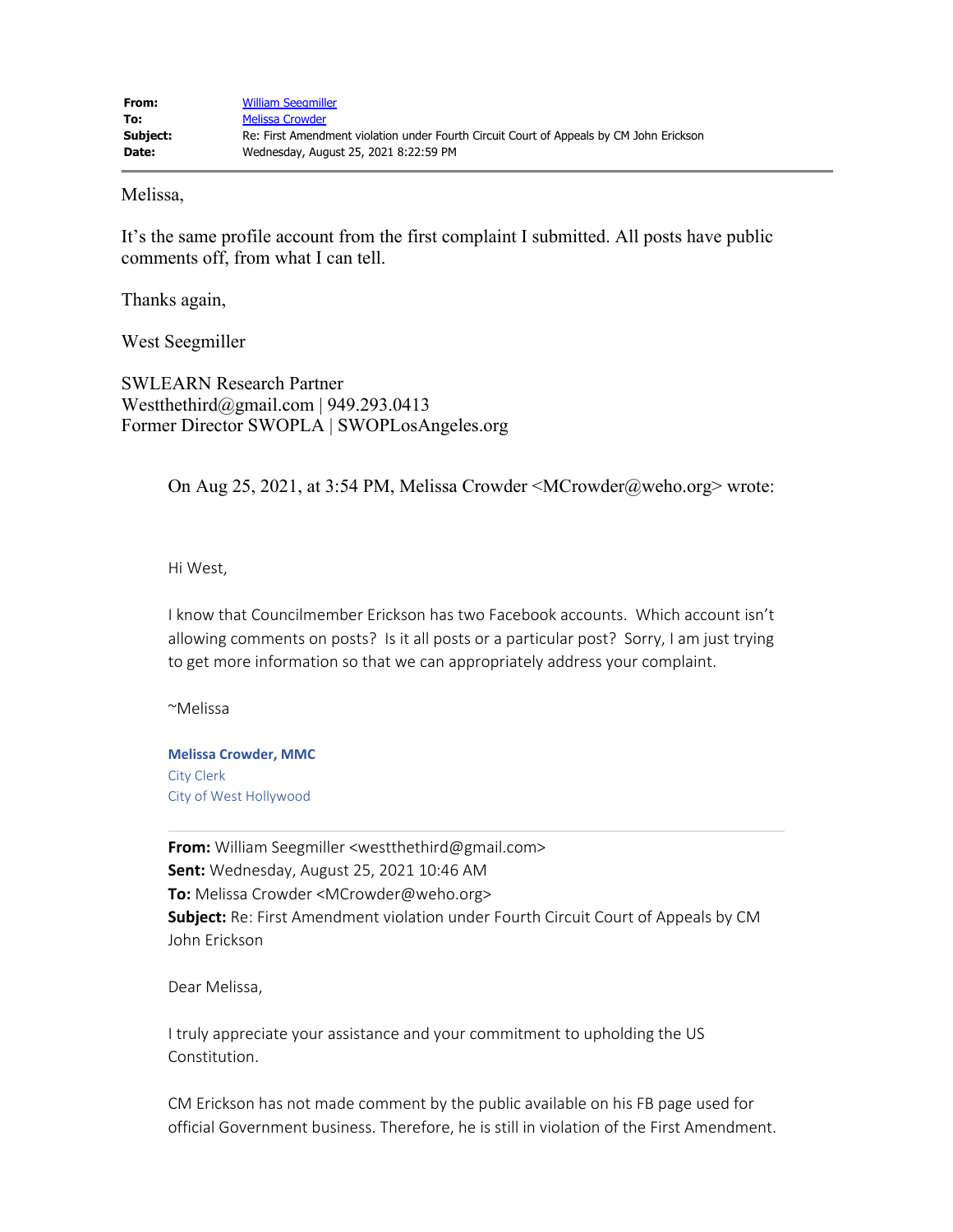| | |
|---|---|
| **From:** | William Seegmiller |
| **To:** | Melissa Crowder |
| **Subject:** | Re: First Amendment violation under Fourth Circuit Court of Appeals by CM John Erickson |
| **Date:** | Wednesday, August 25, 2021 8:22:59 PM |

---

Melissa,

It's the same profile account from the first complaint I submitted. All posts have public comments off, from what I can tell.

Thanks again,

West Seegmiller

SWLEARN Research Partner
Westthethird@gmail.com | 949.293.0413
Former Director SWOPLA | SWOPLosAngeles.org

> On Aug 25, 2021, at 3:54 PM, Melissa Crowder <MCrowder@weho.org> wrote:
>
> Hi West,
>
> I know that Councilmember Erickson has two Facebook accounts. Which account isn't allowing comments on posts? Is it all posts or a particular post? Sorry, I am just trying to get more information so that we can appropriately address your complaint.
>
> ~Melissa
>
> **Melissa Crowder, MMC**
> City Clerk
> City of West Hollywood
>
> ---
>
> **From:** William Seegmiller <westthethird@gmail.com>
> **Sent:** Wednesday, August 25, 2021 10:46 AM
> **To:** Melissa Crowder <MCrowder@weho.org>
> **Subject:** Re: First Amendment violation under Fourth Circuit Court of Appeals by CM John Erickson
>
> Dear Melissa,
>
> I truly appreciate your assistance and your commitment to upholding the US Constitution.
>
> CM Erickson has not made comment by the public available on his FB page used for official Government business. Therefore, he is still in violation of the First Amendment.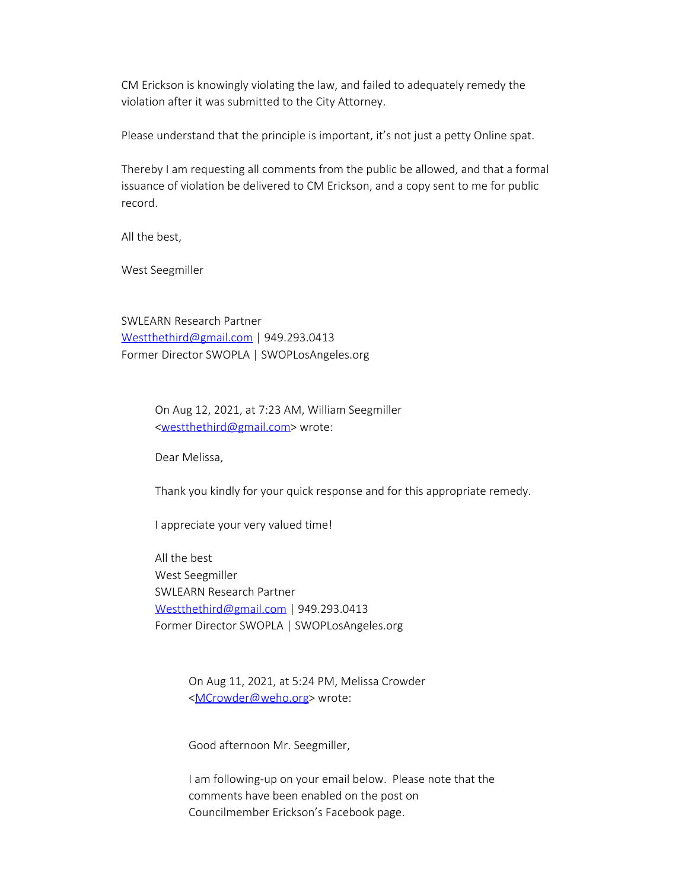CM Erickson is knowingly violating the law, and failed to adequately remedy the violation after it was submitted to the City Attorney.

Please understand that the principle is important, it's not just a petty Online spat.

Thereby I am requesting all comments from the public be allowed, and that a formal issuance of violation be delivered to CM Erickson, and a copy sent to me for public record.

All the best,

West Seegmiller

SWLEARN Research Partner
Westthethird@gmail.com | 949.293.0413
Former Director SWOPLA | SWOPLosAngeles.org

> On Aug 12, 2021, at 7:23 AM, William Seegmiller <westthethird@gmail.com> wrote:
>
> Dear Melissa,
>
> Thank you kindly for your quick response and for this appropriate remedy.
>
> I appreciate your very valued time!
>
> All the best
> West Seegmiller
> SWLEARN Research Partner
> Westthethird@gmail.com | 949.293.0413
> Former Director SWOPLA | SWOPLosAngeles.org
>
> > On Aug 11, 2021, at 5:24 PM, Melissa Crowder <MCrowder@weho.org> wrote:
> >
> > Good afternoon Mr. Seegmiller,
> >
> > I am following-up on your email below. Please note that the comments have been enabled on the post on Councilmember Erickson's Facebook page.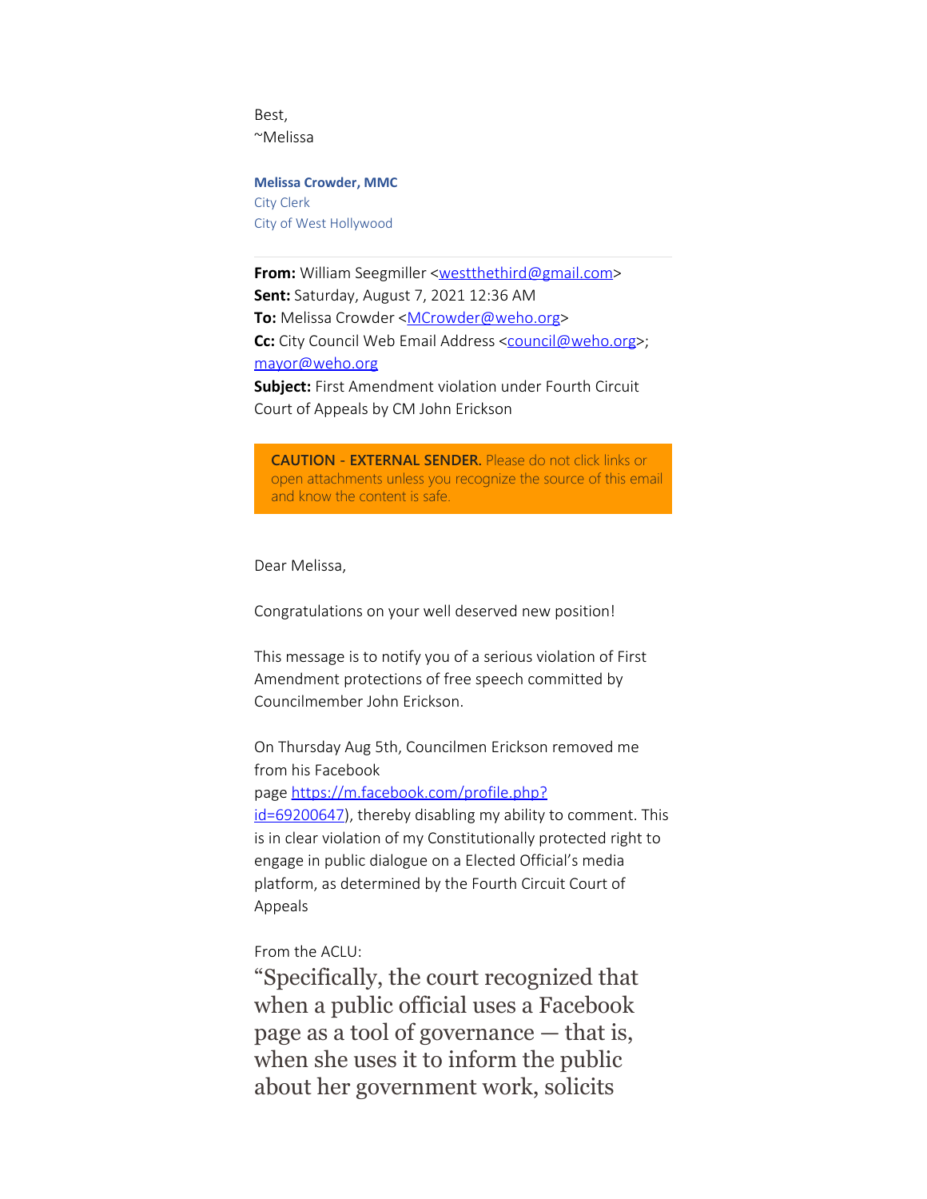Best,
~Melissa

**Melissa Crowder, MMC**
City Clerk
City of West Hollywood

**From:** William Seegmiller <westthethird@gmail.com>
**Sent:** Saturday, August 7, 2021 12:36 AM
**To:** Melissa Crowder <MCrowder@weho.org>
**Cc:** City Council Web Email Address <council@weho.org>; mayor@weho.org
**Subject:** First Amendment violation under Fourth Circuit Court of Appeals by CM John Erickson

**CAUTION - EXTERNAL SENDER.** Please do not click links or open attachments unless you recognize the source of this email and know the content is safe.

Dear Melissa,

Congratulations on your well deserved new position!

This message is to notify you of a serious violation of First Amendment protections of free speech committed by Councilmember John Erickson.

On Thursday Aug 5th, Councilmen Erickson removed me from his Facebook page https://m.facebook.com/profile.php?id=69200647), thereby disabling my ability to comment. This is in clear violation of my Constitutionally protected right to engage in public dialogue on a Elected Official's media platform, as determined by the Fourth Circuit Court of Appeals

From the ACLU:

"Specifically, the court recognized that when a public official uses a Facebook page as a tool of governance — that is, when she uses it to inform the public about her government work, solicits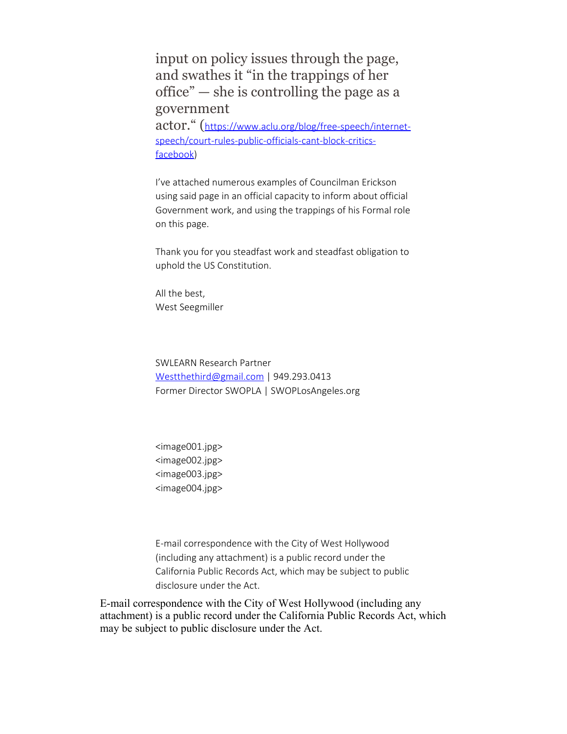input on policy issues through the page, and swathes it "in the trappings of her office" — she is controlling the page as a government actor." (https://www.aclu.org/blog/free-speech/internet-speech/court-rules-public-officials-cant-block-critics-facebook)

I've attached numerous examples of Councilman Erickson using said page in an official capacity to inform about official Government work, and using the trappings of his Formal role on this page.

Thank you for you steadfast work and steadfast obligation to uphold the US Constitution.

All the best,
West Seegmiller

SWLEARN Research Partner
Westthethird@gmail.com | 949.293.0413
Former Director SWOPLA | SWOPLosAngeles.org

<image001.jpg>
<image002.jpg>
<image003.jpg>
<image004.jpg>

E-mail correspondence with the City of West Hollywood (including any attachment) is a public record under the California Public Records Act, which may be subject to public disclosure under the Act.

E-mail correspondence with the City of West Hollywood (including any attachment) is a public record under the California Public Records Act, which may be subject to public disclosure under the Act.